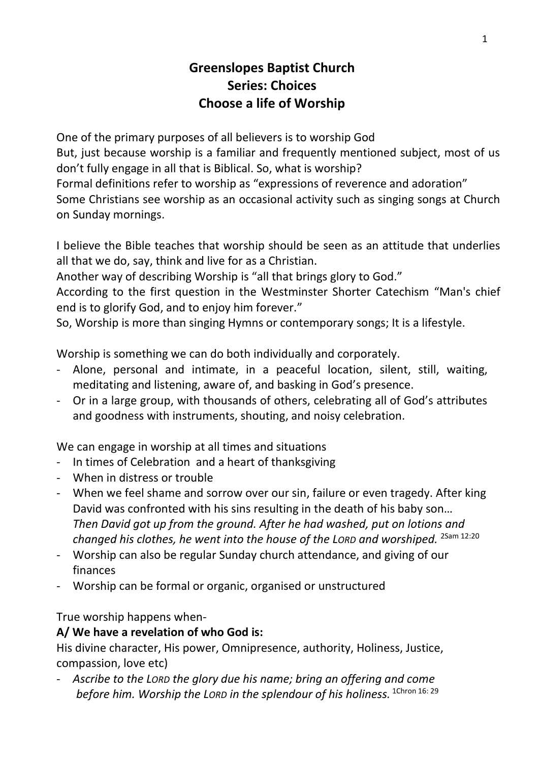# Greenslopes Baptist Church
## Series: Choices
## Choose a life of Worship

One of the primary purposes of all believers is to worship God
But, just because worship is a familiar and frequently mentioned subject, most of us don't fully engage in all that is Biblical. So, what is worship?
Formal definitions refer to worship as "expressions of reverence and adoration"
Some Christians see worship as an occasional activity such as singing songs at Church on Sunday mornings.

I believe the Bible teaches that worship should be seen as an attitude that underlies all that we do, say, think and live for as a Christian.
Another way of describing Worship is "all that brings glory to God."
According to the first question in the Westminster Shorter Catechism "Man's chief end is to glorify God, and to enjoy him forever."
So, Worship is more than singing Hymns or contemporary songs; It is a lifestyle.

Worship is something we can do both individually and corporately.

- Alone, personal and intimate, in a peaceful location, silent, still, waiting, meditating and listening, aware of, and basking in God's presence.
- Or in a large group, with thousands of others, celebrating all of God's attributes and goodness with instruments, shouting, and noisy celebration.

We can engage in worship at all times and situations

- In times of Celebration and a heart of thanksgiving
- When in distress or trouble
- When we feel shame and sorrow over our sin, failure or even tragedy. After king David was confronted with his sins resulting in the death of his baby son…
  *Then David got up from the ground. After he had washed, put on lotions and changed his clothes, he went into the house of the LORD and worshiped.* [2Sam 12:20]
- Worship can also be regular Sunday church attendance, and giving of our finances
- Worship can be formal or organic, organised or unstructured

True worship happens when-

**A/ We have a revelation of who God is:**
His divine character, His power, Omnipresence, authority, Holiness, Justice, compassion, love etc)

- *Ascribe to the LORD the glory due his name; bring an offering and come before him. Worship the LORD in the splendour of his holiness.* [1Chron 16: 29]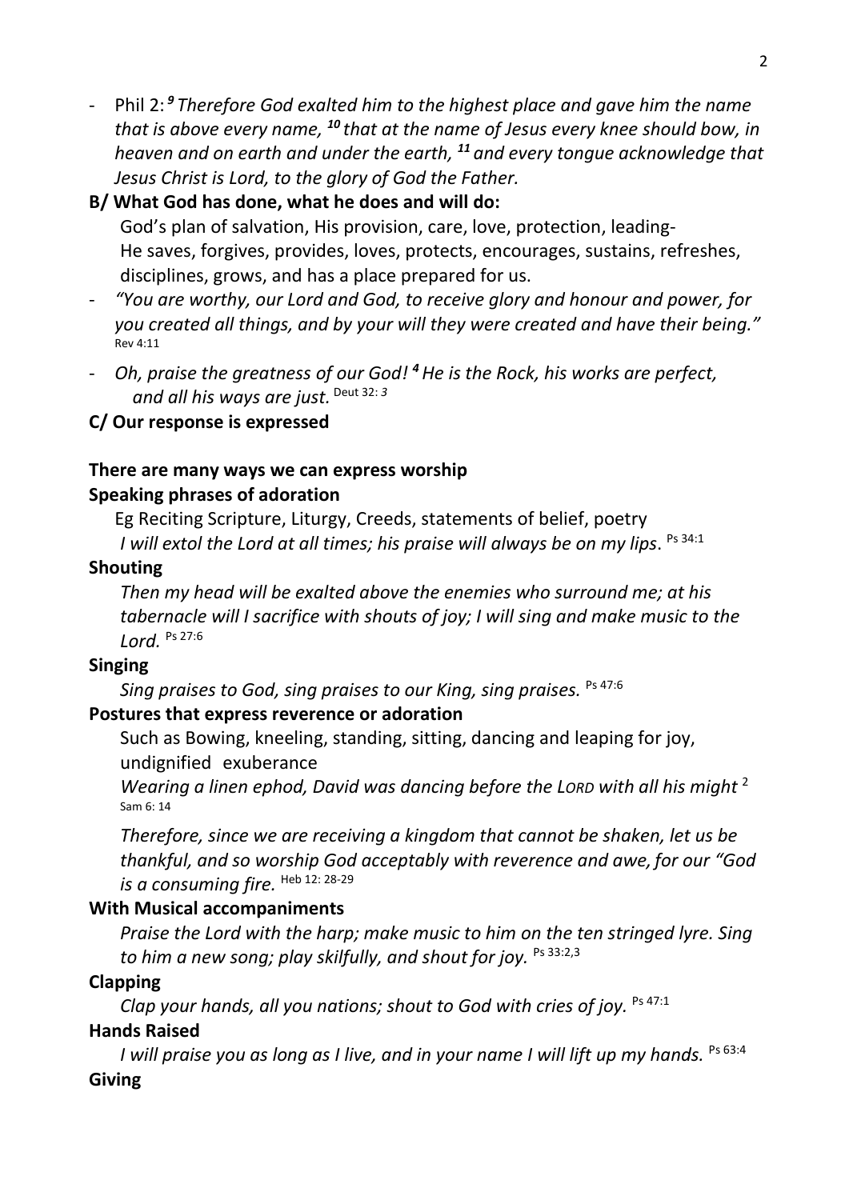- Phil 2: [9] *Therefore God exalted him to the highest place and gave him the name that is above every name,* [10] *that at the name of Jesus every knee should bow, in heaven and on earth and under the earth,* [11] *and every tongue acknowledge that Jesus Christ is Lord, to the glory of God the Father.*

**B/ What God has done, what he does and will do:**

God's plan of salvation, His provision, care, love, protection, leading- He saves, forgives, provides, loves, protects, encourages, sustains, refreshes, disciplines, grows, and has a place prepared for us.

- *"You are worthy, our Lord and God, to receive glory and honour and power, for you created all things, and by your will they were created and have their being."* Rev 4:11
- *Oh, praise the greatness of our God!* [4] *He is the Rock, his works are perfect, and all his ways are just.* Deut 32: *3*

**C/ Our response is expressed**

**There are many ways we can express worship**

**Speaking phrases of adoration**

Eg Reciting Scripture, Liturgy, Creeds, statements of belief, poetry

*I will extol the Lord at all times; his praise will always be on my lips*. Ps 34:1

**Shouting**

*Then my head will be exalted above the enemies who surround me; at his tabernacle will I sacrifice with shouts of joy; I will sing and make music to the Lord.* Ps 27:6

**Singing**

*Sing praises to God, sing praises to our King, sing praises.* Ps 47:6

**Postures that express reverence or adoration**

Such as Bowing, kneeling, standing, sitting, dancing and leaping for joy, undignified exuberance

*Wearing a linen ephod, David was dancing before the LORD with all his might* 2 Sam 6: 14

*Therefore, since we are receiving a kingdom that cannot be shaken, let us be thankful, and so worship God acceptably with reverence and awe, for our "God is a consuming fire.* Heb 12: 28-29

**With Musical accompaniments**

*Praise the Lord with the harp; make music to him on the ten stringed lyre. Sing to him a new song; play skilfully, and shout for joy.* Ps 33:2,3

**Clapping**

*Clap your hands, all you nations; shout to God with cries of joy.* Ps 47:1

**Hands Raised**

*I will praise you as long as I live, and in your name I will lift up my hands.* Ps 63:4

**Giving**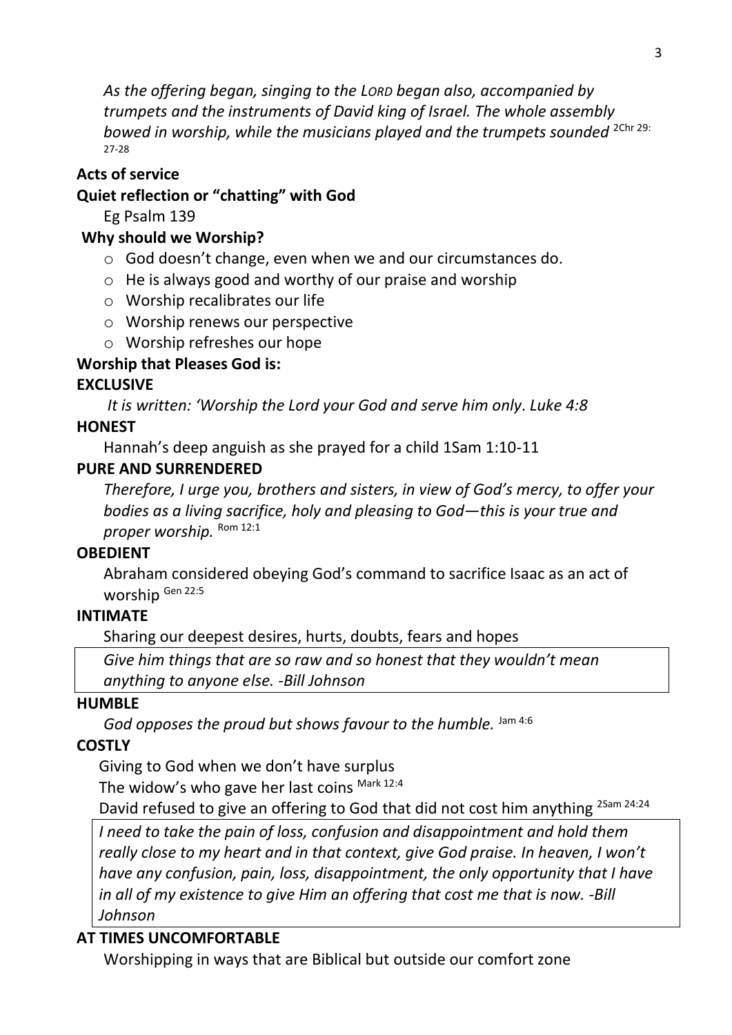*As the offering began, singing to the LORD began also, accompanied by trumpets and the instruments of David king of Israel. The whole assembly bowed in worship, while the musicians played and the trumpets sounded* 2Chr 29: 27-28

**Acts of service**

**Quiet reflection or "chatting" with God**

Eg Psalm 139

**Why should we Worship?**

- God doesn't change, even when we and our circumstances do.
- He is always good and worthy of our praise and worship
- Worship recalibrates our life
- Worship renews our perspective
- Worship refreshes our hope

**Worship that Pleases God is:**

**EXCLUSIVE**

*It is written: 'Worship the Lord your God and serve him only*. *Luke 4:8*

**HONEST**

Hannah's deep anguish as she prayed for a child 1Sam 1:10-11

**PURE AND SURRENDERED**

*Therefore, I urge you, brothers and sisters, in view of God's mercy, to offer your bodies as a living sacrifice, holy and pleasing to God—this is your true and proper worship.* Rom 12:1

**OBEDIENT**

Abraham considered obeying God's command to sacrifice Isaac as an act of worship Gen 22:5

**INTIMATE**

Sharing our deepest desires, hurts, doubts, fears and hopes

> *Give him things that are so raw and so honest that they wouldn't mean anything to anyone else. -Bill Johnson*

**HUMBLE**

*God opposes the proud but shows favour to the humble.* Jam 4:6

**COSTLY**

Giving to God when we don't have surplus

The widow's who gave her last coins Mark 12:4

David refused to give an offering to God that did not cost him anything 2Sam 24:24

> *I need to take the pain of loss, confusion and disappointment and hold them really close to my heart and in that context, give God praise. In heaven, I won't have any confusion, pain, loss, disappointment, the only opportunity that I have in all of my existence to give Him an offering that cost me that is now. -Bill Johnson*

**AT TIMES UNCOMFORTABLE**

Worshipping in ways that are Biblical but outside our comfort zone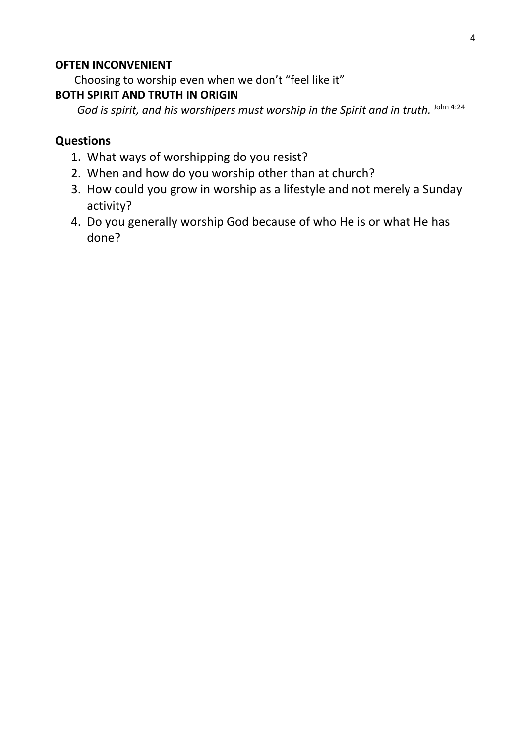**OFTEN INCONVENIENT**

Choosing to worship even when we don't "feel like it"

**BOTH SPIRIT AND TRUTH IN ORIGIN**

*God is spirit, and his worshipers must worship in the Spirit and in truth.* John 4:24

## Questions

1. What ways of worshipping do you resist?
2. When and how do you worship other than at church?
3. How could you grow in worship as a lifestyle and not merely a Sunday activity?
4. Do you generally worship God because of who He is or what He has done?